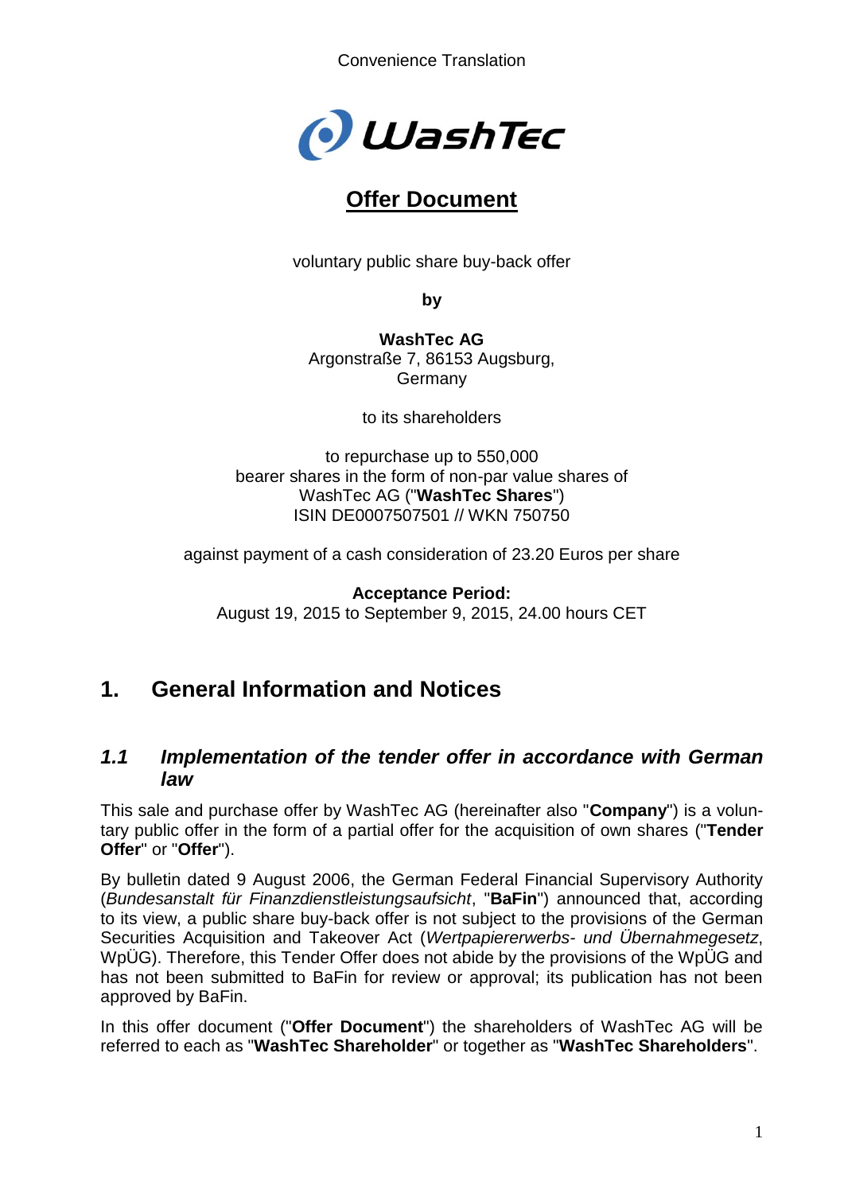Convenience Translation

# Offer Document

voluntary public share buy-back offer

**by**

**WashTec AG**
Argonstraße 7, 86153 Augsburg,
Germany

to its shareholders

to repurchase up to 550,000
bearer shares in the form of non-par value shares of
WashTec AG ("**WashTec Shares**")
ISIN DE0007507501 // WKN 750750

against payment of a cash consideration of 23.20 Euros per share

**Acceptance Period:**
August 19, 2015 to September 9, 2015, 24.00 hours CET

## 1. General Information and Notices

### *1.1 Implementation of the tender offer in accordance with German law*

This sale and purchase offer by WashTec AG (hereinafter also "**Company**") is a voluntary public offer in the form of a partial offer for the acquisition of own shares ("**Tender Offer**" or "**Offer**").

By bulletin dated 9 August 2006, the German Federal Financial Supervisory Authority (*Bundesanstalt für Finanzdienstleistungsaufsicht*, "**BaFin**") announced that, according to its view, a public share buy-back offer is not subject to the provisions of the German Securities Acquisition and Takeover Act (*Wertpapiererwerbs- und Übernahmegesetz*, WpÜG). Therefore, this Tender Offer does not abide by the provisions of the WpÜG and has not been submitted to BaFin for review or approval; its publication has not been approved by BaFin.

In this offer document ("**Offer Document**") the shareholders of WashTec AG will be referred to each as "**WashTec Shareholder**" or together as "**WashTec Shareholders**".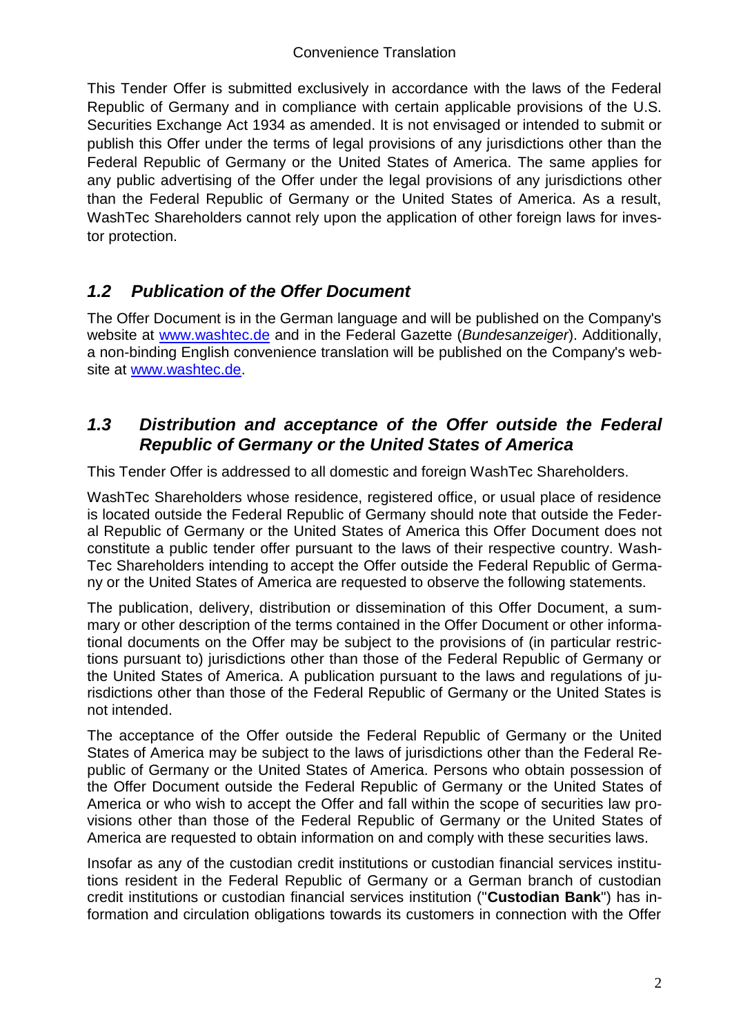This Tender Offer is submitted exclusively in accordance with the laws of the Federal Republic of Germany and in compliance with certain applicable provisions of the U.S. Securities Exchange Act 1934 as amended. It is not envisaged or intended to submit or publish this Offer under the terms of legal provisions of any jurisdictions other than the Federal Republic of Germany or the United States of America. The same applies for any public advertising of the Offer under the legal provisions of any jurisdictions other than the Federal Republic of Germany or the United States of America. As a result, WashTec Shareholders cannot rely upon the application of other foreign laws for investor protection.

## *1.2 Publication of the Offer Document*

The Offer Document is in the German language and will be published on the Company's website at www.washtec.de and in the Federal Gazette (*Bundesanzeiger*). Additionally, a non-binding English convenience translation will be published on the Company's website at www.washtec.de.

## *1.3 Distribution and acceptance of the Offer outside the Federal Republic of Germany or the United States of America*

This Tender Offer is addressed to all domestic and foreign WashTec Shareholders.

WashTec Shareholders whose residence, registered office, or usual place of residence is located outside the Federal Republic of Germany should note that outside the Federal Republic of Germany or the United States of America this Offer Document does not constitute a public tender offer pursuant to the laws of their respective country. WashTec Shareholders intending to accept the Offer outside the Federal Republic of Germany or the United States of America are requested to observe the following statements.

The publication, delivery, distribution or dissemination of this Offer Document, a summary or other description of the terms contained in the Offer Document or other informational documents on the Offer may be subject to the provisions of (in particular restrictions pursuant to) jurisdictions other than those of the Federal Republic of Germany or the United States of America. A publication pursuant to the laws and regulations of jurisdictions other than those of the Federal Republic of Germany or the United States is not intended.

The acceptance of the Offer outside the Federal Republic of Germany or the United States of America may be subject to the laws of jurisdictions other than the Federal Republic of Germany or the United States of America. Persons who obtain possession of the Offer Document outside the Federal Republic of Germany or the United States of America or who wish to accept the Offer and fall within the scope of securities law provisions other than those of the Federal Republic of Germany or the United States of America are requested to obtain information on and comply with these securities laws.

Insofar as any of the custodian credit institutions or custodian financial services institutions resident in the Federal Republic of Germany or a German branch of custodian credit institutions or custodian financial services institution ("**Custodian Bank**") has information and circulation obligations towards its customers in connection with the Offer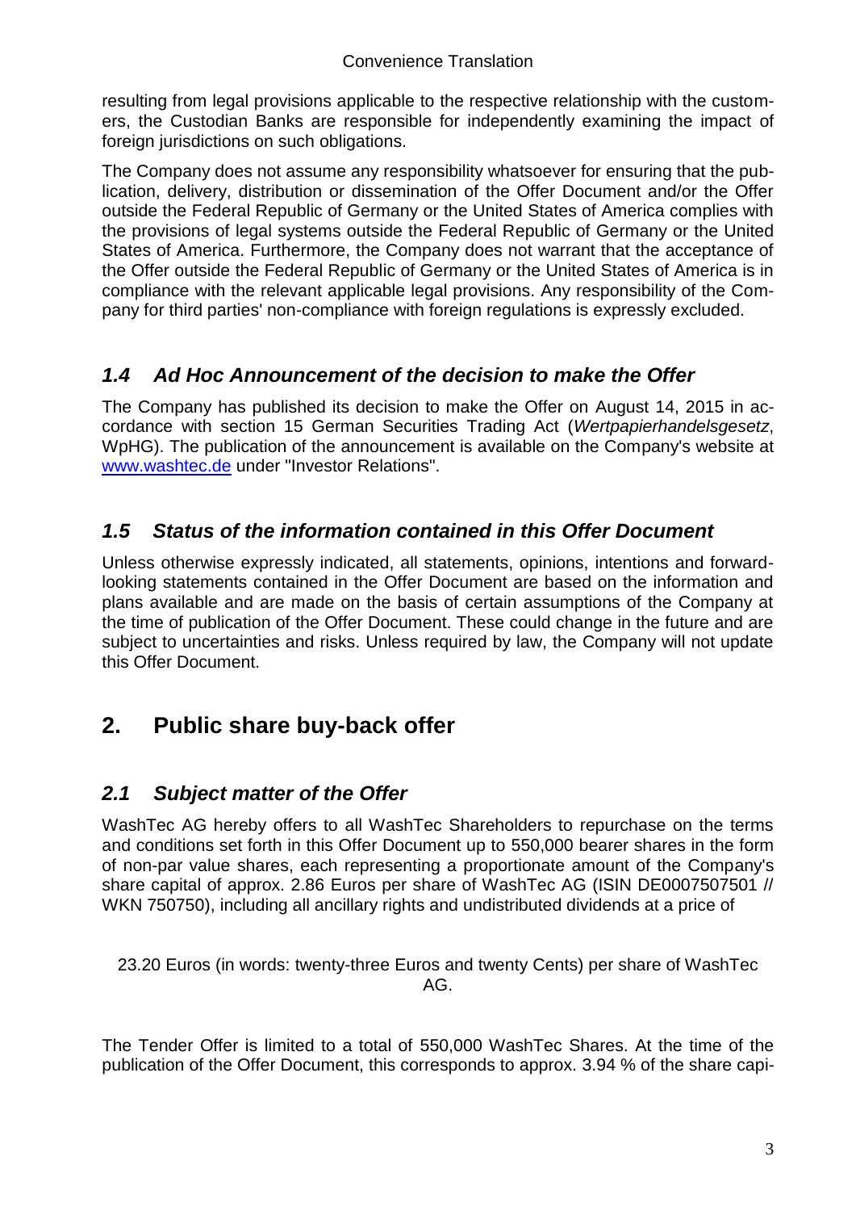resulting from legal provisions applicable to the respective relationship with the customers, the Custodian Banks are responsible for independently examining the impact of foreign jurisdictions on such obligations.

The Company does not assume any responsibility whatsoever for ensuring that the publication, delivery, distribution or dissemination of the Offer Document and/or the Offer outside the Federal Republic of Germany or the United States of America complies with the provisions of legal systems outside the Federal Republic of Germany or the United States of America. Furthermore, the Company does not warrant that the acceptance of the Offer outside the Federal Republic of Germany or the United States of America is in compliance with the relevant applicable legal provisions. Any responsibility of the Company for third parties' non-compliance with foreign regulations is expressly excluded.

### *1.4 Ad Hoc Announcement of the decision to make the Offer*

The Company has published its decision to make the Offer on August 14, 2015 in accordance with section 15 German Securities Trading Act (*Wertpapierhandelsgesetz*, WpHG). The publication of the announcement is available on the Company's website at www.washtec.de under "Investor Relations".

### *1.5 Status of the information contained in this Offer Document*

Unless otherwise expressly indicated, all statements, opinions, intentions and forward-looking statements contained in the Offer Document are based on the information and plans available and are made on the basis of certain assumptions of the Company at the time of publication of the Offer Document. These could change in the future and are subject to uncertainties and risks. Unless required by law, the Company will not update this Offer Document.

## 2. Public share buy-back offer

### *2.1 Subject matter of the Offer*

WashTec AG hereby offers to all WashTec Shareholders to repurchase on the terms and conditions set forth in this Offer Document up to 550,000 bearer shares in the form of non-par value shares, each representing a proportionate amount of the Company's share capital of approx. 2.86 Euros per share of WashTec AG (ISIN DE0007507501 // WKN 750750), including all ancillary rights and undistributed dividends at a price of

23.20 Euros (in words: twenty-three Euros and twenty Cents) per share of WashTec AG.

The Tender Offer is limited to a total of 550,000 WashTec Shares. At the time of the publication of the Offer Document, this corresponds to approx. 3.94 % of the share capi-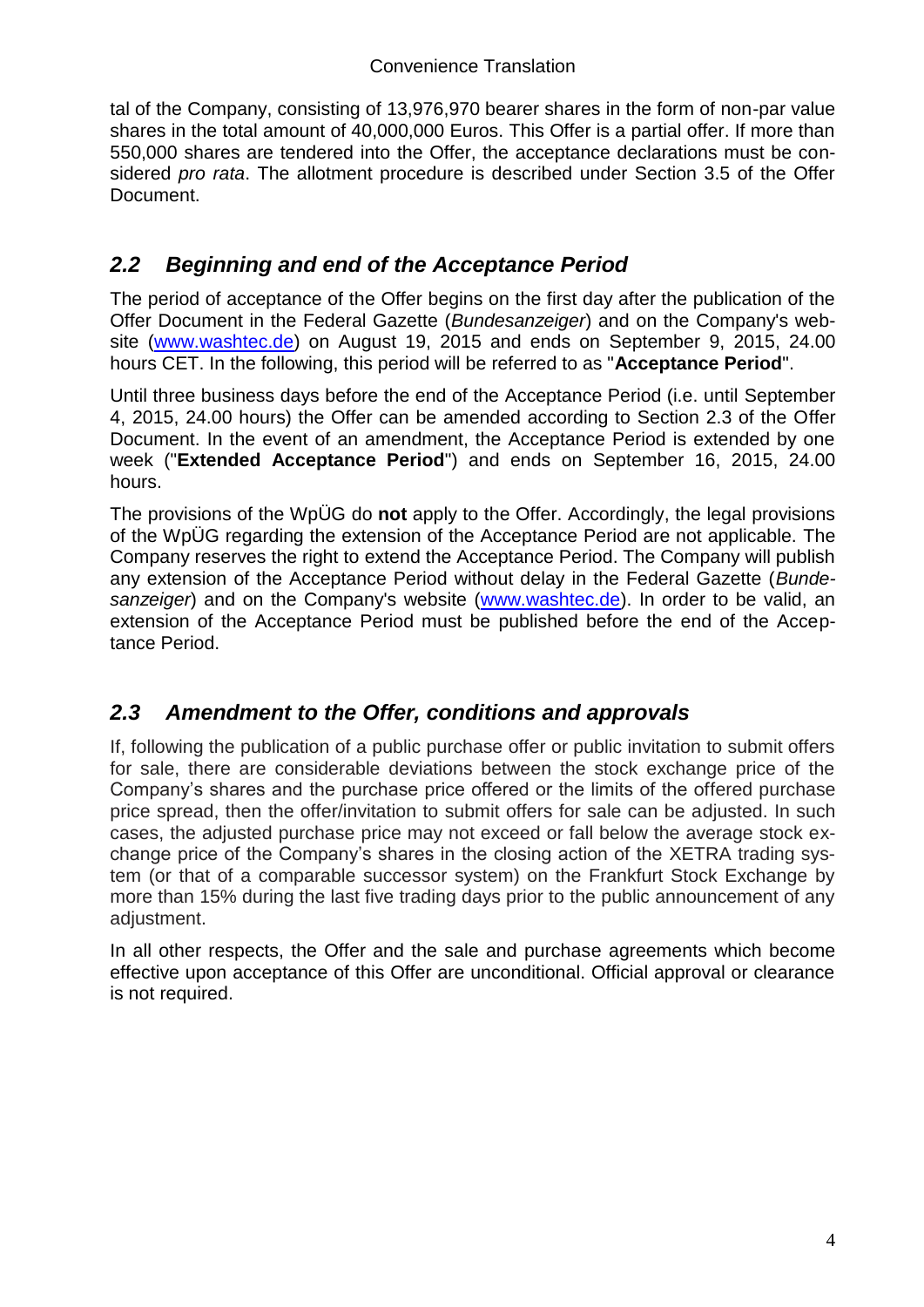tal of the Company, consisting of 13,976,970 bearer shares in the form of non-par value shares in the total amount of 40,000,000 Euros. This Offer is a partial offer. If more than 550,000 shares are tendered into the Offer, the acceptance declarations must be considered *pro rata*. The allotment procedure is described under Section 3.5 of the Offer Document.

## *2.2 Beginning and end of the Acceptance Period*

The period of acceptance of the Offer begins on the first day after the publication of the Offer Document in the Federal Gazette (*Bundesanzeiger*) and on the Company's website (www.washtec.de) on August 19, 2015 and ends on September 9, 2015, 24.00 hours CET. In the following, this period will be referred to as "**Acceptance Period**".

Until three business days before the end of the Acceptance Period (i.e. until September 4, 2015, 24.00 hours) the Offer can be amended according to Section 2.3 of the Offer Document. In the event of an amendment, the Acceptance Period is extended by one week ("**Extended Acceptance Period**") and ends on September 16, 2015, 24.00 hours.

The provisions of the WpÜG do **not** apply to the Offer. Accordingly, the legal provisions of the WpÜG regarding the extension of the Acceptance Period are not applicable. The Company reserves the right to extend the Acceptance Period. The Company will publish any extension of the Acceptance Period without delay in the Federal Gazette (*Bundesanzeiger*) and on the Company's website (www.washtec.de). In order to be valid, an extension of the Acceptance Period must be published before the end of the Acceptance Period.

## *2.3 Amendment to the Offer, conditions and approvals*

If, following the publication of a public purchase offer or public invitation to submit offers for sale, there are considerable deviations between the stock exchange price of the Company's shares and the purchase price offered or the limits of the offered purchase price spread, then the offer/invitation to submit offers for sale can be adjusted. In such cases, the adjusted purchase price may not exceed or fall below the average stock exchange price of the Company's shares in the closing action of the XETRA trading system (or that of a comparable successor system) on the Frankfurt Stock Exchange by more than 15% during the last five trading days prior to the public announcement of any adjustment.

In all other respects, the Offer and the sale and purchase agreements which become effective upon acceptance of this Offer are unconditional. Official approval or clearance is not required.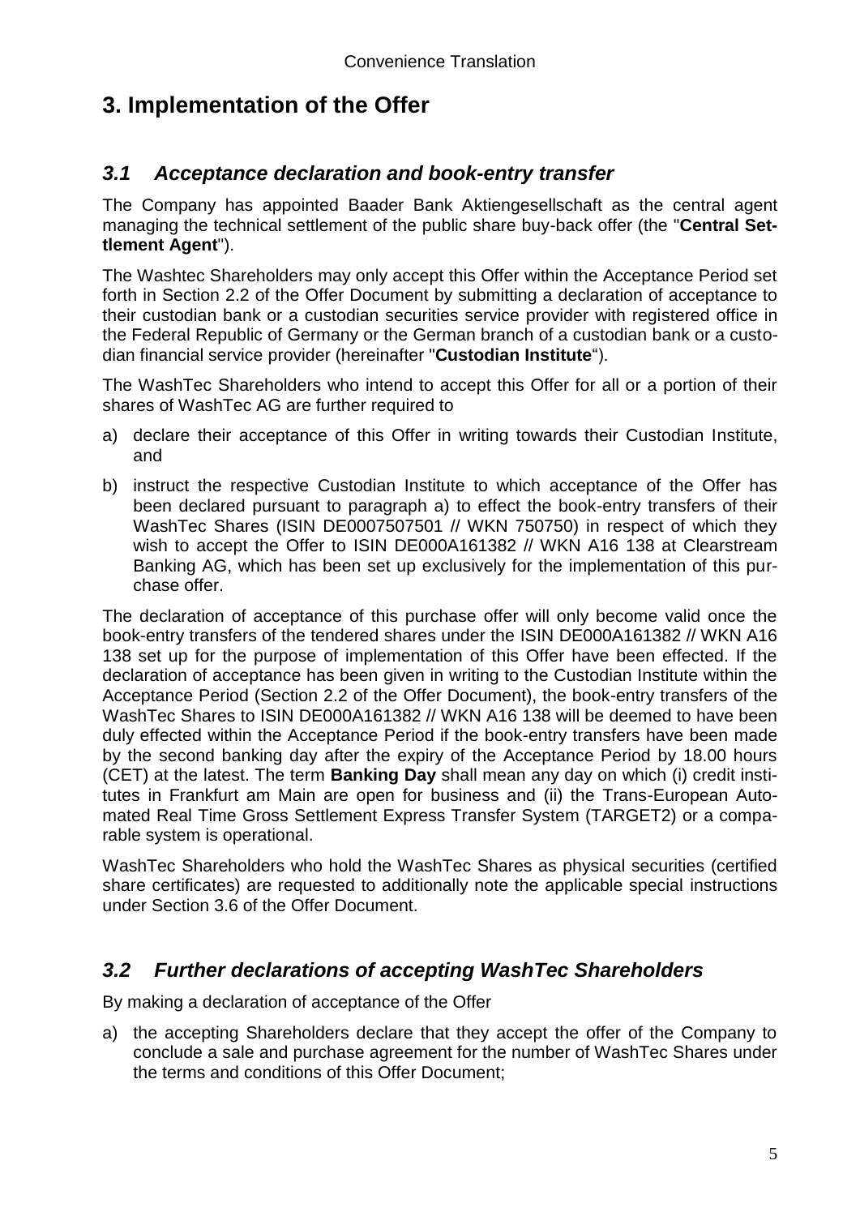# 3. Implementation of the Offer

## *3.1 Acceptance declaration and book-entry transfer*

The Company has appointed Baader Bank Aktiengesellschaft as the central agent managing the technical settlement of the public share buy-back offer (the "**Central Settlement Agent**").

The Washtec Shareholders may only accept this Offer within the Acceptance Period set forth in Section 2.2 of the Offer Document by submitting a declaration of acceptance to their custodian bank or a custodian securities service provider with registered office in the Federal Republic of Germany or the German branch of a custodian bank or a custodian financial service provider (hereinafter "**Custodian Institute**").

The WashTec Shareholders who intend to accept this Offer for all or a portion of their shares of WashTec AG are further required to

a) declare their acceptance of this Offer in writing towards their Custodian Institute, and

b) instruct the respective Custodian Institute to which acceptance of the Offer has been declared pursuant to paragraph a) to effect the book-entry transfers of their WashTec Shares (ISIN DE0007507501 // WKN 750750) in respect of which they wish to accept the Offer to ISIN DE000A161382 // WKN A16 138 at Clearstream Banking AG, which has been set up exclusively for the implementation of this purchase offer.

The declaration of acceptance of this purchase offer will only become valid once the book-entry transfers of the tendered shares under the ISIN DE000A161382 // WKN A16 138 set up for the purpose of implementation of this Offer have been effected. If the declaration of acceptance has been given in writing to the Custodian Institute within the Acceptance Period (Section 2.2 of the Offer Document), the book-entry transfers of the WashTec Shares to ISIN DE000A161382 // WKN A16 138 will be deemed to have been duly effected within the Acceptance Period if the book-entry transfers have been made by the second banking day after the expiry of the Acceptance Period by 18.00 hours (CET) at the latest. The term **Banking Day** shall mean any day on which (i) credit institutes in Frankfurt am Main are open for business and (ii) the Trans-European Automated Real Time Gross Settlement Express Transfer System (TARGET2) or a comparable system is operational.

WashTec Shareholders who hold the WashTec Shares as physical securities (certified share certificates) are requested to additionally note the applicable special instructions under Section 3.6 of the Offer Document.

## *3.2 Further declarations of accepting WashTec Shareholders*

By making a declaration of acceptance of the Offer

a) the accepting Shareholders declare that they accept the offer of the Company to conclude a sale and purchase agreement for the number of WashTec Shares under the terms and conditions of this Offer Document;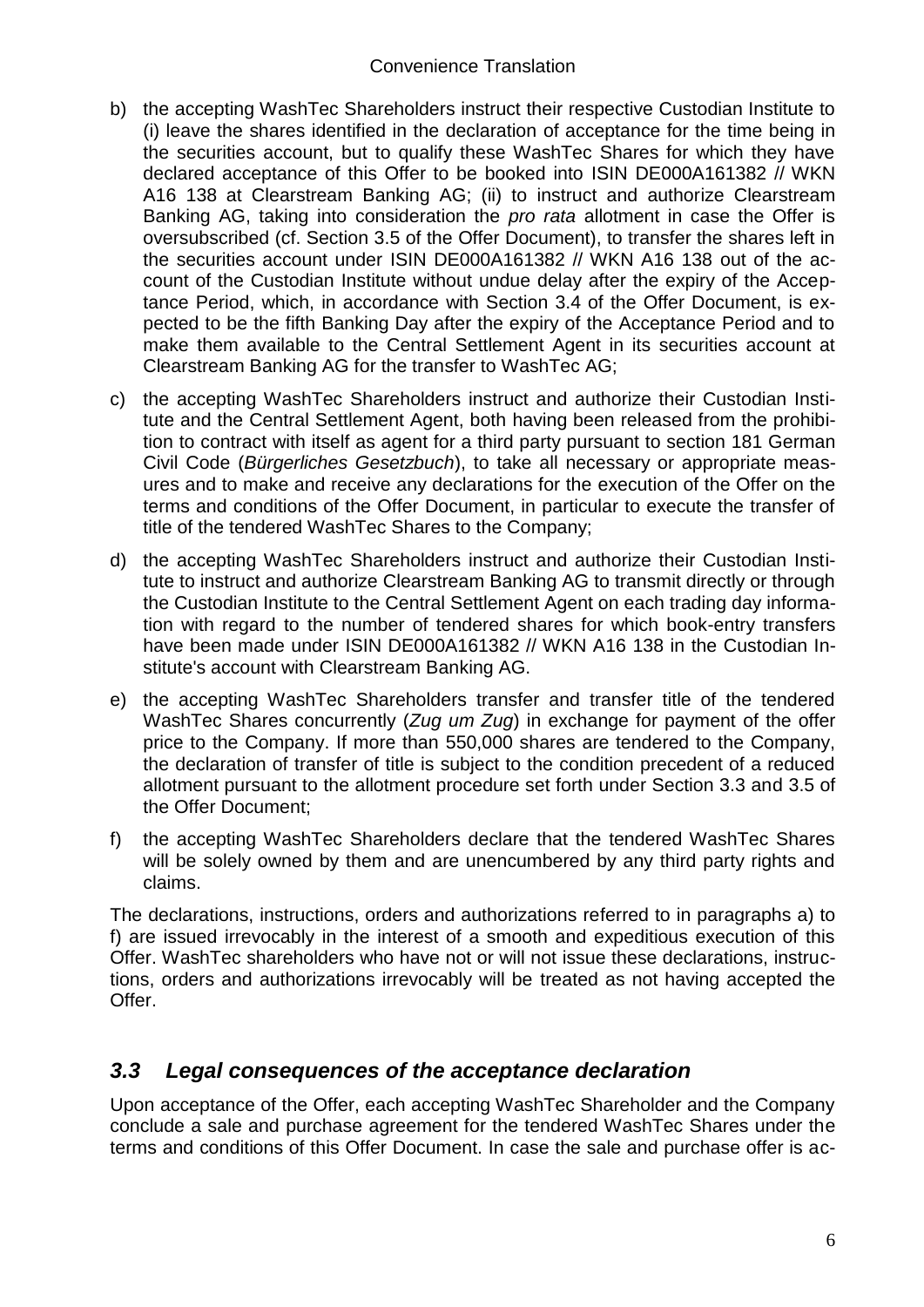b) the accepting WashTec Shareholders instruct their respective Custodian Institute to (i) leave the shares identified in the declaration of acceptance for the time being in the securities account, but to qualify these WashTec Shares for which they have declared acceptance of this Offer to be booked into ISIN DE000A161382 // WKN A16 138 at Clearstream Banking AG; (ii) to instruct and authorize Clearstream Banking AG, taking into consideration the *pro rata* allotment in case the Offer is oversubscribed (cf. Section 3.5 of the Offer Document), to transfer the shares left in the securities account under ISIN DE000A161382 // WKN A16 138 out of the account of the Custodian Institute without undue delay after the expiry of the Acceptance Period, which, in accordance with Section 3.4 of the Offer Document, is expected to be the fifth Banking Day after the expiry of the Acceptance Period and to make them available to the Central Settlement Agent in its securities account at Clearstream Banking AG for the transfer to WashTec AG;

c) the accepting WashTec Shareholders instruct and authorize their Custodian Institute and the Central Settlement Agent, both having been released from the prohibition to contract with itself as agent for a third party pursuant to section 181 German Civil Code (*Bürgerliches Gesetzbuch*), to take all necessary or appropriate measures and to make and receive any declarations for the execution of the Offer on the terms and conditions of the Offer Document, in particular to execute the transfer of title of the tendered WashTec Shares to the Company;

d) the accepting WashTec Shareholders instruct and authorize their Custodian Institute to instruct and authorize Clearstream Banking AG to transmit directly or through the Custodian Institute to the Central Settlement Agent on each trading day information with regard to the number of tendered shares for which book-entry transfers have been made under ISIN DE000A161382 // WKN A16 138 in the Custodian Institute's account with Clearstream Banking AG.

e) the accepting WashTec Shareholders transfer and transfer title of the tendered WashTec Shares concurrently (*Zug um Zug*) in exchange for payment of the offer price to the Company. If more than 550,000 shares are tendered to the Company, the declaration of transfer of title is subject to the condition precedent of a reduced allotment pursuant to the allotment procedure set forth under Section 3.3 and 3.5 of the Offer Document;

f) the accepting WashTec Shareholders declare that the tendered WashTec Shares will be solely owned by them and are unencumbered by any third party rights and claims.

The declarations, instructions, orders and authorizations referred to in paragraphs a) to f) are issued irrevocably in the interest of a smooth and expeditious execution of this Offer. WashTec shareholders who have not or will not issue these declarations, instructions, orders and authorizations irrevocably will be treated as not having accepted the Offer.

## *3.3 Legal consequences of the acceptance declaration*

Upon acceptance of the Offer, each accepting WashTec Shareholder and the Company conclude a sale and purchase agreement for the tendered WashTec Shares under the terms and conditions of this Offer Document. In case the sale and purchase offer is ac-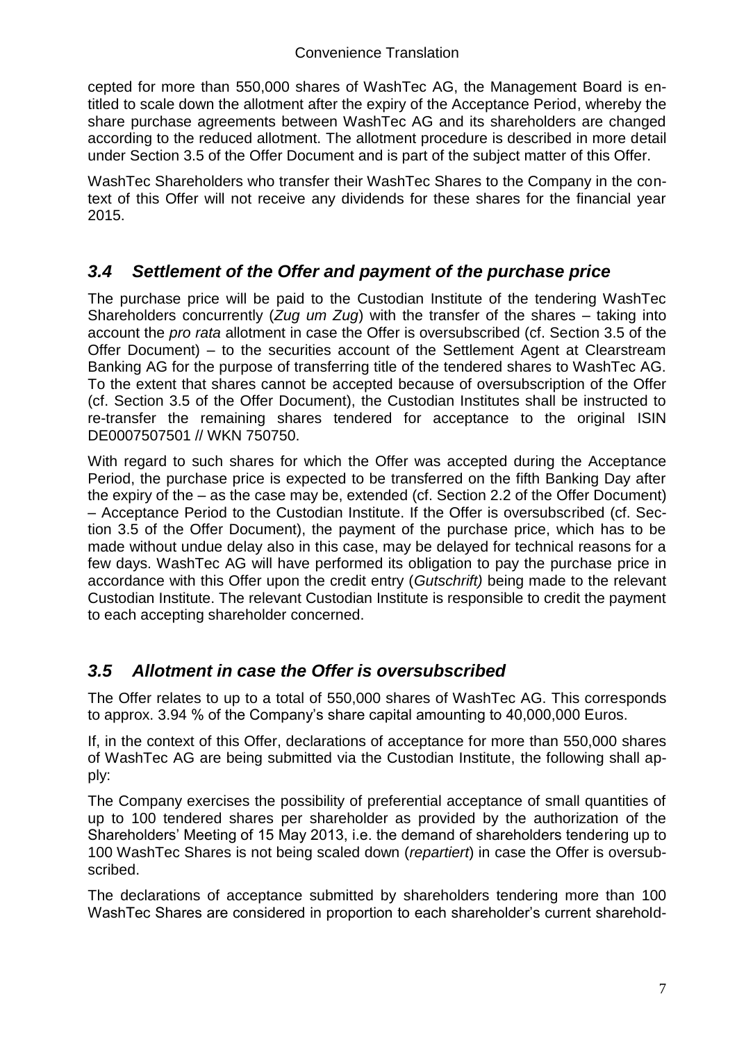cepted for more than 550,000 shares of WashTec AG, the Management Board is entitled to scale down the allotment after the expiry of the Acceptance Period, whereby the share purchase agreements between WashTec AG and its shareholders are changed according to the reduced allotment. The allotment procedure is described in more detail under Section 3.5 of the Offer Document and is part of the subject matter of this Offer.

WashTec Shareholders who transfer their WashTec Shares to the Company in the context of this Offer will not receive any dividends for these shares for the financial year 2015.

## *3.4 Settlement of the Offer and payment of the purchase price*

The purchase price will be paid to the Custodian Institute of the tendering WashTec Shareholders concurrently (*Zug um Zug*) with the transfer of the shares – taking into account the *pro rata* allotment in case the Offer is oversubscribed (cf. Section 3.5 of the Offer Document) – to the securities account of the Settlement Agent at Clearstream Banking AG for the purpose of transferring title of the tendered shares to WashTec AG. To the extent that shares cannot be accepted because of oversubscription of the Offer (cf. Section 3.5 of the Offer Document), the Custodian Institutes shall be instructed to re-transfer the remaining shares tendered for acceptance to the original ISIN DE0007507501 // WKN 750750.

With regard to such shares for which the Offer was accepted during the Acceptance Period, the purchase price is expected to be transferred on the fifth Banking Day after the expiry of the – as the case may be, extended (cf. Section 2.2 of the Offer Document) – Acceptance Period to the Custodian Institute. If the Offer is oversubscribed (cf. Section 3.5 of the Offer Document), the payment of the purchase price, which has to be made without undue delay also in this case, may be delayed for technical reasons for a few days. WashTec AG will have performed its obligation to pay the purchase price in accordance with this Offer upon the credit entry (*Gutschrift)* being made to the relevant Custodian Institute. The relevant Custodian Institute is responsible to credit the payment to each accepting shareholder concerned.

## *3.5 Allotment in case the Offer is oversubscribed*

The Offer relates to up to a total of 550,000 shares of WashTec AG. This corresponds to approx. 3.94 % of the Company's share capital amounting to 40,000,000 Euros.

If, in the context of this Offer, declarations of acceptance for more than 550,000 shares of WashTec AG are being submitted via the Custodian Institute, the following shall apply:

The Company exercises the possibility of preferential acceptance of small quantities of up to 100 tendered shares per shareholder as provided by the authorization of the Shareholders' Meeting of 15 May 2013, i.e. the demand of shareholders tendering up to 100 WashTec Shares is not being scaled down (*repartiert*) in case the Offer is oversubscribed.

The declarations of acceptance submitted by shareholders tendering more than 100 WashTec Shares are considered in proportion to each shareholder's current sharehold-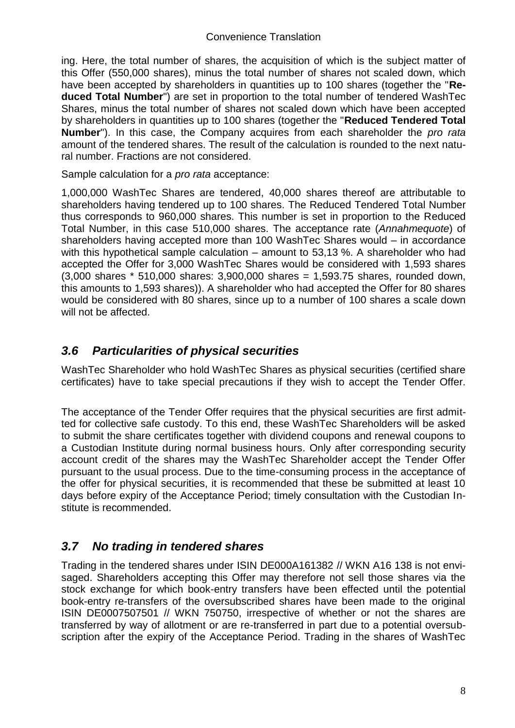ing. Here, the total number of shares, the acquisition of which is the subject matter of this Offer (550,000 shares), minus the total number of shares not scaled down, which have been accepted by shareholders in quantities up to 100 shares (together the "**Reduced Total Number**") are set in proportion to the total number of tendered WashTec Shares, minus the total number of shares not scaled down which have been accepted by shareholders in quantities up to 100 shares (together the "**Reduced Tendered Total Number**"). In this case, the Company acquires from each shareholder the *pro rata* amount of the tendered shares. The result of the calculation is rounded to the next natural number. Fractions are not considered.

Sample calculation for a *pro rata* acceptance:

1,000,000 WashTec Shares are tendered, 40,000 shares thereof are attributable to shareholders having tendered up to 100 shares. The Reduced Tendered Total Number thus corresponds to 960,000 shares. This number is set in proportion to the Reduced Total Number, in this case 510,000 shares. The acceptance rate (*Annahmequote*) of shareholders having accepted more than 100 WashTec Shares would – in accordance with this hypothetical sample calculation – amount to 53,13 %. A shareholder who had accepted the Offer for 3,000 WashTec Shares would be considered with 1,593 shares (3,000 shares * 510,000 shares: 3,900,000 shares = 1,593.75 shares, rounded down, this amounts to 1,593 shares)). A shareholder who had accepted the Offer for 80 shares would be considered with 80 shares, since up to a number of 100 shares a scale down will not be affected.

## *3.6 Particularities of physical securities*

WashTec Shareholder who hold WashTec Shares as physical securities (certified share certificates) have to take special precautions if they wish to accept the Tender Offer.

The acceptance of the Tender Offer requires that the physical securities are first admitted for collective safe custody. To this end, these WashTec Shareholders will be asked to submit the share certificates together with dividend coupons and renewal coupons to a Custodian Institute during normal business hours. Only after corresponding security account credit of the shares may the WashTec Shareholder accept the Tender Offer pursuant to the usual process. Due to the time-consuming process in the acceptance of the offer for physical securities, it is recommended that these be submitted at least 10 days before expiry of the Acceptance Period; timely consultation with the Custodian Institute is recommended.

## *3.7 No trading in tendered shares*

Trading in the tendered shares under ISIN DE000A161382 // WKN A16 138 is not envisaged. Shareholders accepting this Offer may therefore not sell those shares via the stock exchange for which book-entry transfers have been effected until the potential book-entry re-transfers of the oversubscribed shares have been made to the original ISIN DE0007507501 // WKN 750750, irrespective of whether or not the shares are transferred by way of allotment or are re-transferred in part due to a potential oversubscription after the expiry of the Acceptance Period. Trading in the shares of WashTec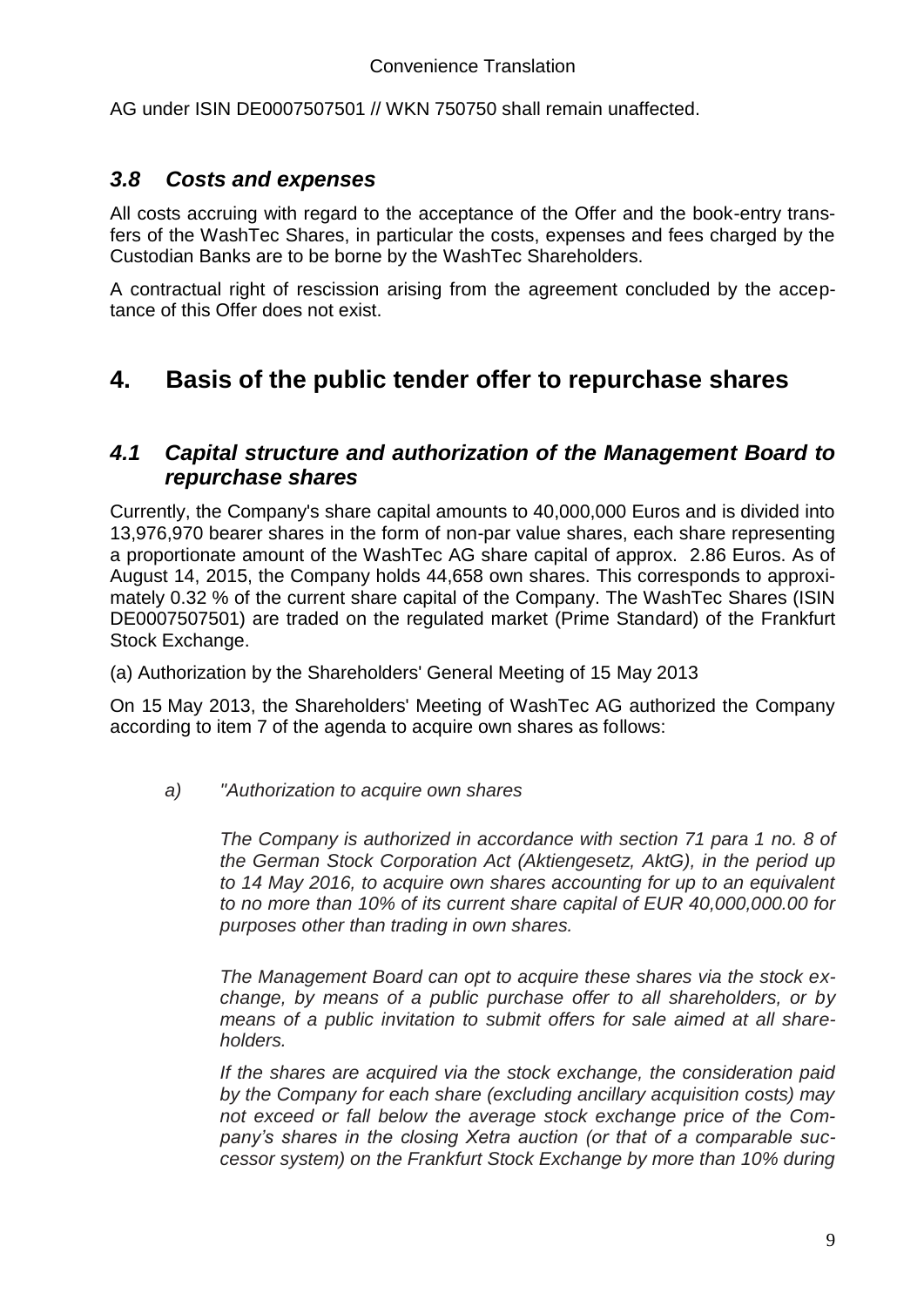AG under ISIN DE0007507501 // WKN 750750 shall remain unaffected.

### *3.8 Costs and expenses*

All costs accruing with regard to the acceptance of the Offer and the book-entry transfers of the WashTec Shares, in particular the costs, expenses and fees charged by the Custodian Banks are to be borne by the WashTec Shareholders.

A contractual right of rescission arising from the agreement concluded by the acceptance of this Offer does not exist.

## 4. Basis of the public tender offer to repurchase shares

### *4.1 Capital structure and authorization of the Management Board to repurchase shares*

Currently, the Company's share capital amounts to 40,000,000 Euros and is divided into 13,976,970 bearer shares in the form of non-par value shares, each share representing a proportionate amount of the WashTec AG share capital of approx. 2.86 Euros. As of August 14, 2015, the Company holds 44,658 own shares. This corresponds to approximately 0.32 % of the current share capital of the Company. The WashTec Shares (ISIN DE0007507501) are traded on the regulated market (Prime Standard) of the Frankfurt Stock Exchange.

(a) Authorization by the Shareholders' General Meeting of 15 May 2013

On 15 May 2013, the Shareholders' Meeting of WashTec AG authorized the Company according to item 7 of the agenda to acquire own shares as follows:

*a) "Authorization to acquire own shares*

*The Company is authorized in accordance with section 71 para 1 no. 8 of the German Stock Corporation Act (Aktiengesetz, AktG), in the period up to 14 May 2016, to acquire own shares accounting for up to an equivalent to no more than 10% of its current share capital of EUR 40,000,000.00 for purposes other than trading in own shares.*

*The Management Board can opt to acquire these shares via the stock exchange, by means of a public purchase offer to all shareholders, or by means of a public invitation to submit offers for sale aimed at all shareholders.*

*If the shares are acquired via the stock exchange, the consideration paid by the Company for each share (excluding ancillary acquisition costs) may not exceed or fall below the average stock exchange price of the Company's shares in the closing Xetra auction (or that of a comparable successor system) on the Frankfurt Stock Exchange by more than 10% during*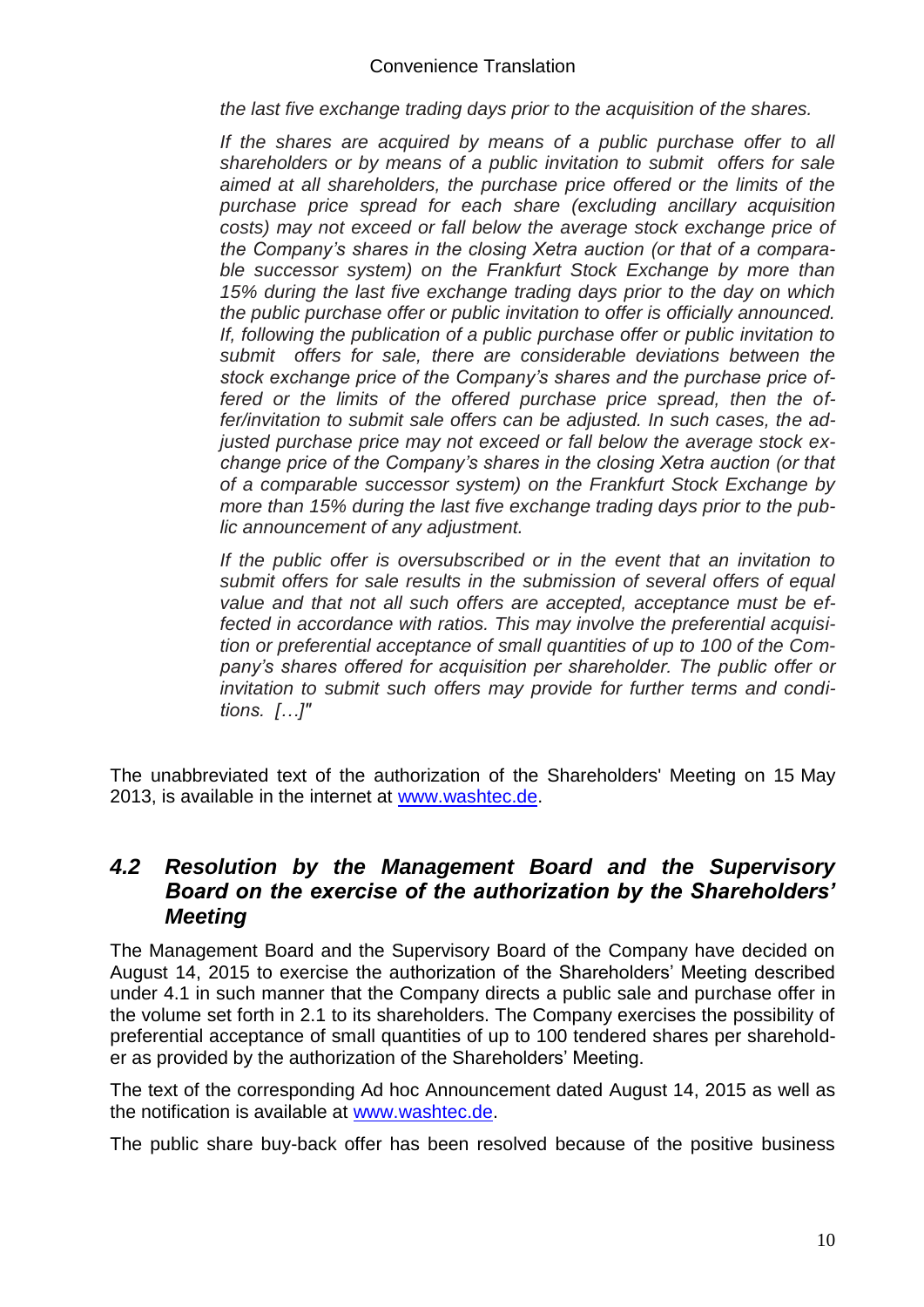*the last five exchange trading days prior to the acquisition of the shares.*

*If the shares are acquired by means of a public purchase offer to all shareholders or by means of a public invitation to submit offers for sale aimed at all shareholders, the purchase price offered or the limits of the purchase price spread for each share (excluding ancillary acquisition costs) may not exceed or fall below the average stock exchange price of the Company's shares in the closing Xetra auction (or that of a comparable successor system) on the Frankfurt Stock Exchange by more than 15% during the last five exchange trading days prior to the day on which the public purchase offer or public invitation to offer is officially announced. If, following the publication of a public purchase offer or public invitation to submit offers for sale, there are considerable deviations between the stock exchange price of the Company's shares and the purchase price offered or the limits of the offered purchase price spread, then the offer/invitation to submit sale offers can be adjusted. In such cases, the adjusted purchase price may not exceed or fall below the average stock exchange price of the Company's shares in the closing Xetra auction (or that of a comparable successor system) on the Frankfurt Stock Exchange by more than 15% during the last five exchange trading days prior to the public announcement of any adjustment.*

*If the public offer is oversubscribed or in the event that an invitation to submit offers for sale results in the submission of several offers of equal value and that not all such offers are accepted, acceptance must be effected in accordance with ratios. This may involve the preferential acquisition or preferential acceptance of small quantities of up to 100 of the Company's shares offered for acquisition per shareholder. The public offer or invitation to submit such offers may provide for further terms and conditions. […]"*

The unabbreviated text of the authorization of the Shareholders' Meeting on 15 May 2013, is available in the internet at www.washtec.de.

## *4.2 Resolution by the Management Board and the Supervisory Board on the exercise of the authorization by the Shareholders' Meeting*

The Management Board and the Supervisory Board of the Company have decided on August 14, 2015 to exercise the authorization of the Shareholders' Meeting described under 4.1 in such manner that the Company directs a public sale and purchase offer in the volume set forth in 2.1 to its shareholders. The Company exercises the possibility of preferential acceptance of small quantities of up to 100 tendered shares per shareholder as provided by the authorization of the Shareholders' Meeting.

The text of the corresponding Ad hoc Announcement dated August 14, 2015 as well as the notification is available at www.washtec.de.

The public share buy-back offer has been resolved because of the positive business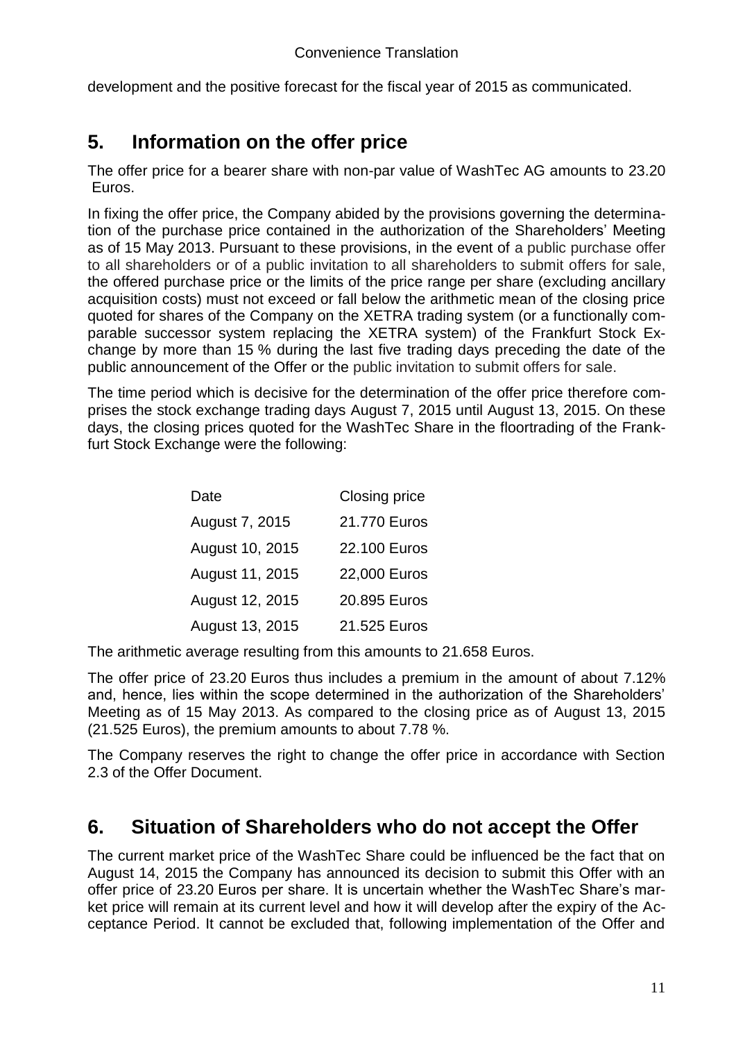development and the positive forecast for the fiscal year of 2015 as communicated.

## 5. Information on the offer price

The offer price for a bearer share with non-par value of WashTec AG amounts to 23.20 Euros.

In fixing the offer price, the Company abided by the provisions governing the determination of the purchase price contained in the authorization of the Shareholders' Meeting as of 15 May 2013. Pursuant to these provisions, in the event of a public purchase offer to all shareholders or of a public invitation to all shareholders to submit offers for sale, the offered purchase price or the limits of the price range per share (excluding ancillary acquisition costs) must not exceed or fall below the arithmetic mean of the closing price quoted for shares of the Company on the XETRA trading system (or a functionally comparable successor system replacing the XETRA system) of the Frankfurt Stock Exchange by more than 15 % during the last five trading days preceding the date of the public announcement of the Offer or the public invitation to submit offers for sale.

The time period which is decisive for the determination of the offer price therefore comprises the stock exchange trading days August 7, 2015 until August 13, 2015. On these days, the closing prices quoted for the WashTec Share in the floortrading of the Frankfurt Stock Exchange were the following:

| Date | Closing price |
|---|---|
| August 7, 2015 | 21.770 Euros |
| August 10, 2015 | 22.100 Euros |
| August 11, 2015 | 22,000 Euros |
| August 12, 2015 | 20.895 Euros |
| August 13, 2015 | 21.525 Euros |

The arithmetic average resulting from this amounts to 21.658 Euros.

The offer price of 23.20 Euros thus includes a premium in the amount of about 7.12% and, hence, lies within the scope determined in the authorization of the Shareholders' Meeting as of 15 May 2013. As compared to the closing price as of August 13, 2015 (21.525 Euros), the premium amounts to about 7.78 %.

The Company reserves the right to change the offer price in accordance with Section 2.3 of the Offer Document.

## 6. Situation of Shareholders who do not accept the Offer

The current market price of the WashTec Share could be influenced be the fact that on August 14, 2015 the Company has announced its decision to submit this Offer with an offer price of 23.20 Euros per share. It is uncertain whether the WashTec Share's market price will remain at its current level and how it will develop after the expiry of the Acceptance Period. It cannot be excluded that, following implementation of the Offer and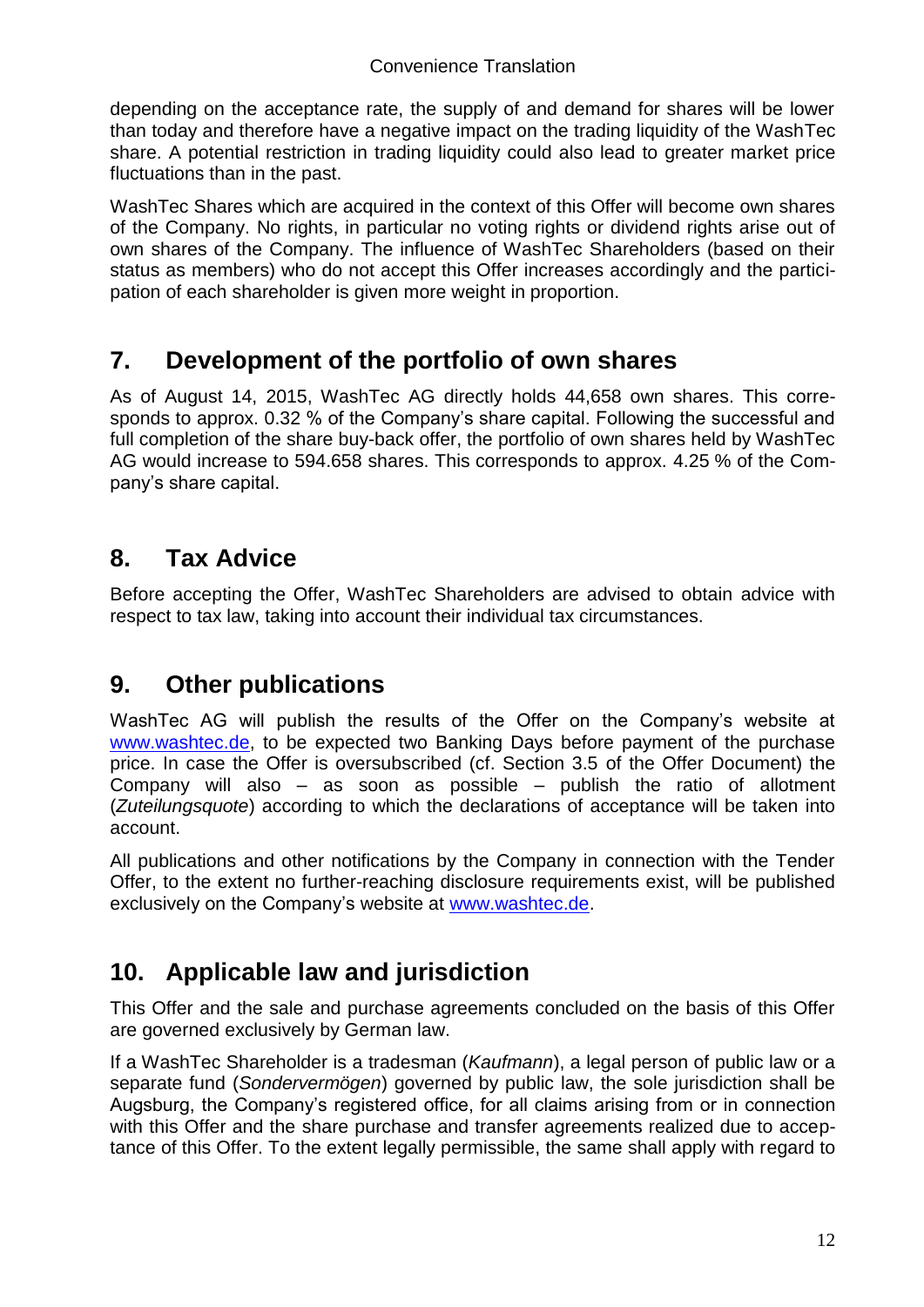depending on the acceptance rate, the supply of and demand for shares will be lower than today and therefore have a negative impact on the trading liquidity of the WashTec share. A potential restriction in trading liquidity could also lead to greater market price fluctuations than in the past.

WashTec Shares which are acquired in the context of this Offer will become own shares of the Company. No rights, in particular no voting rights or dividend rights arise out of own shares of the Company. The influence of WashTec Shareholders (based on their status as members) who do not accept this Offer increases accordingly and the participation of each shareholder is given more weight in proportion.

## 7. Development of the portfolio of own shares

As of August 14, 2015, WashTec AG directly holds 44,658 own shares. This corresponds to approx. 0.32 % of the Company's share capital. Following the successful and full completion of the share buy-back offer, the portfolio of own shares held by WashTec AG would increase to 594.658 shares. This corresponds to approx. 4.25 % of the Company's share capital.

## 8. Tax Advice

Before accepting the Offer, WashTec Shareholders are advised to obtain advice with respect to tax law, taking into account their individual tax circumstances.

## 9. Other publications

WashTec AG will publish the results of the Offer on the Company's website at www.washtec.de, to be expected two Banking Days before payment of the purchase price. In case the Offer is oversubscribed (cf. Section 3.5 of the Offer Document) the Company will also – as soon as possible – publish the ratio of allotment (*Zuteilungsquote*) according to which the declarations of acceptance will be taken into account.

All publications and other notifications by the Company in connection with the Tender Offer, to the extent no further-reaching disclosure requirements exist, will be published exclusively on the Company's website at www.washtec.de.

## 10. Applicable law and jurisdiction

This Offer and the sale and purchase agreements concluded on the basis of this Offer are governed exclusively by German law.

If a WashTec Shareholder is a tradesman (*Kaufmann*), a legal person of public law or a separate fund (*Sondervermögen*) governed by public law, the sole jurisdiction shall be Augsburg, the Company's registered office, for all claims arising from or in connection with this Offer and the share purchase and transfer agreements realized due to acceptance of this Offer. To the extent legally permissible, the same shall apply with regard to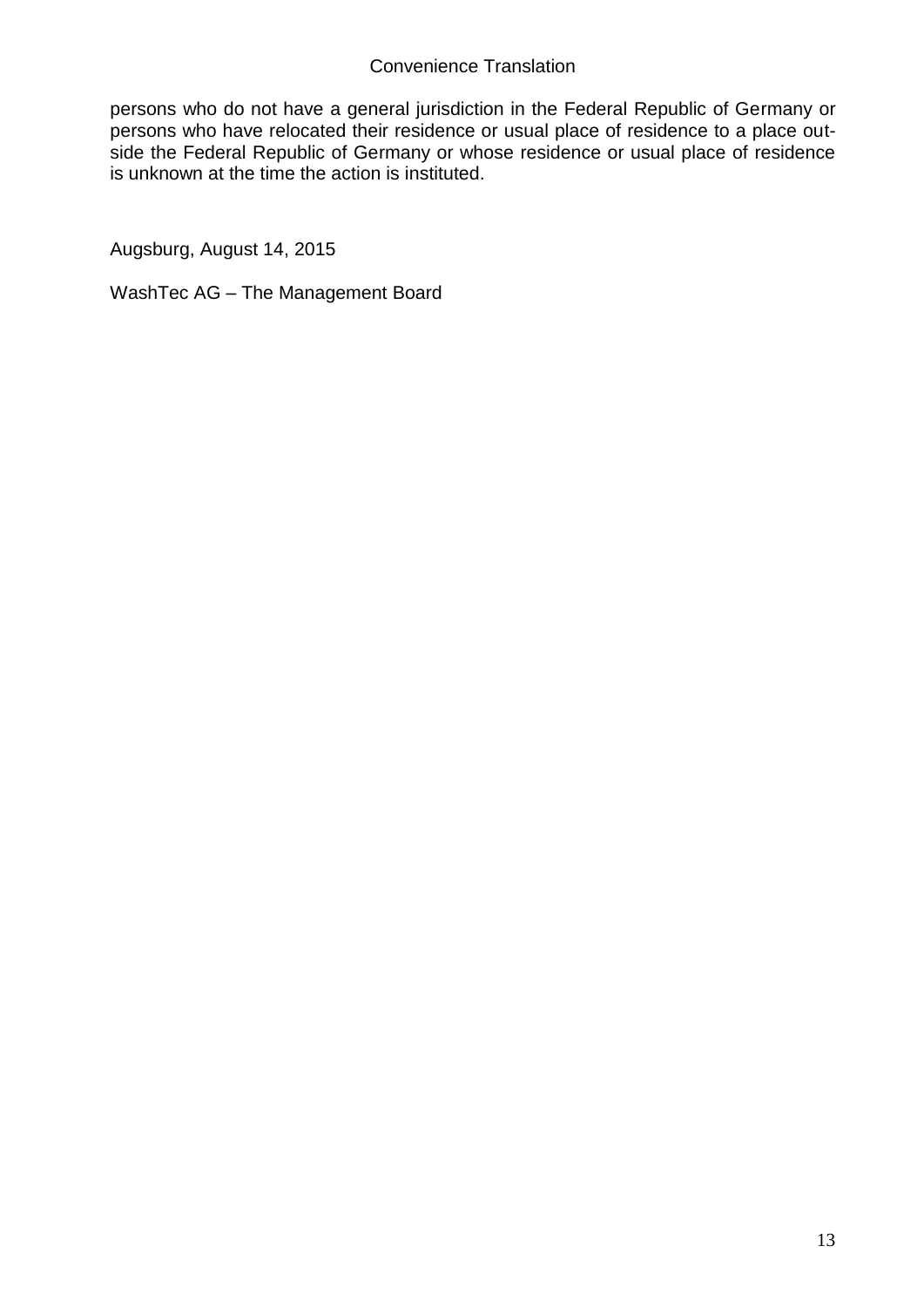persons who do not have a general jurisdiction in the Federal Republic of Germany or persons who have relocated their residence or usual place of residence to a place outside the Federal Republic of Germany or whose residence or usual place of residence is unknown at the time the action is instituted.

Augsburg, August 14, 2015

WashTec AG – The Management Board